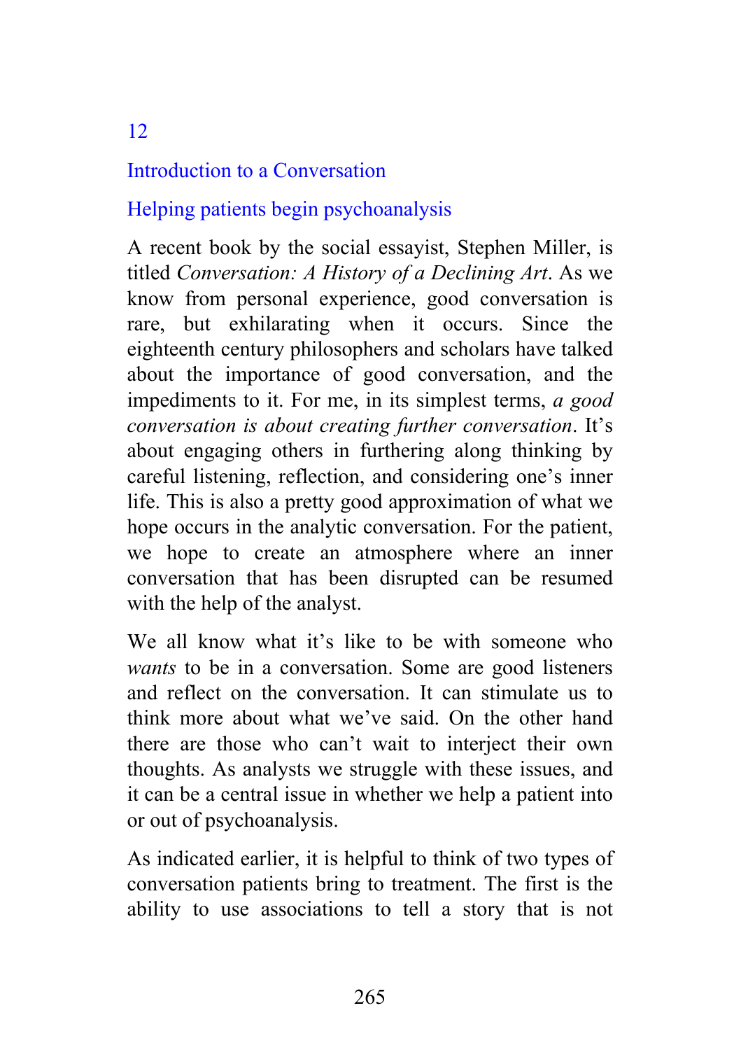# 12

## Introduction to a Conversation

### Helping patients begin psychoanalysis

A recent book by the social essayist, Stephen Miller, is titled *Conversation: A History of a Declining Art*. As we know from personal experience, good conversation is rare, but exhilarating when it occurs. Since the eighteenth century philosophers and scholars have talked about the importance of good conversation, and the impediments to it. For me, in its simplest terms, *a good conversation is about creating further conversation*. It's about engaging others in furthering along thinking by careful listening, reflection, and considering one's inner life. This is also a pretty good approximation of what we hope occurs in the analytic conversation. For the patient, we hope to create an atmosphere where an inner conversation that has been disrupted can be resumed with the help of the analyst.

We all know what it's like to be with someone who *wants* to be in a conversation. Some are good listeners and reflect on the conversation. It can stimulate us to think more about what we've said. On the other hand there are those who can't wait to interject their own thoughts. As analysts we struggle with these issues, and it can be a central issue in whether we help a patient into or out of psychoanalysis.

As indicated earlier, it is helpful to think of two types of conversation patients bring to treatment. The first is the ability to use associations to tell a story that is not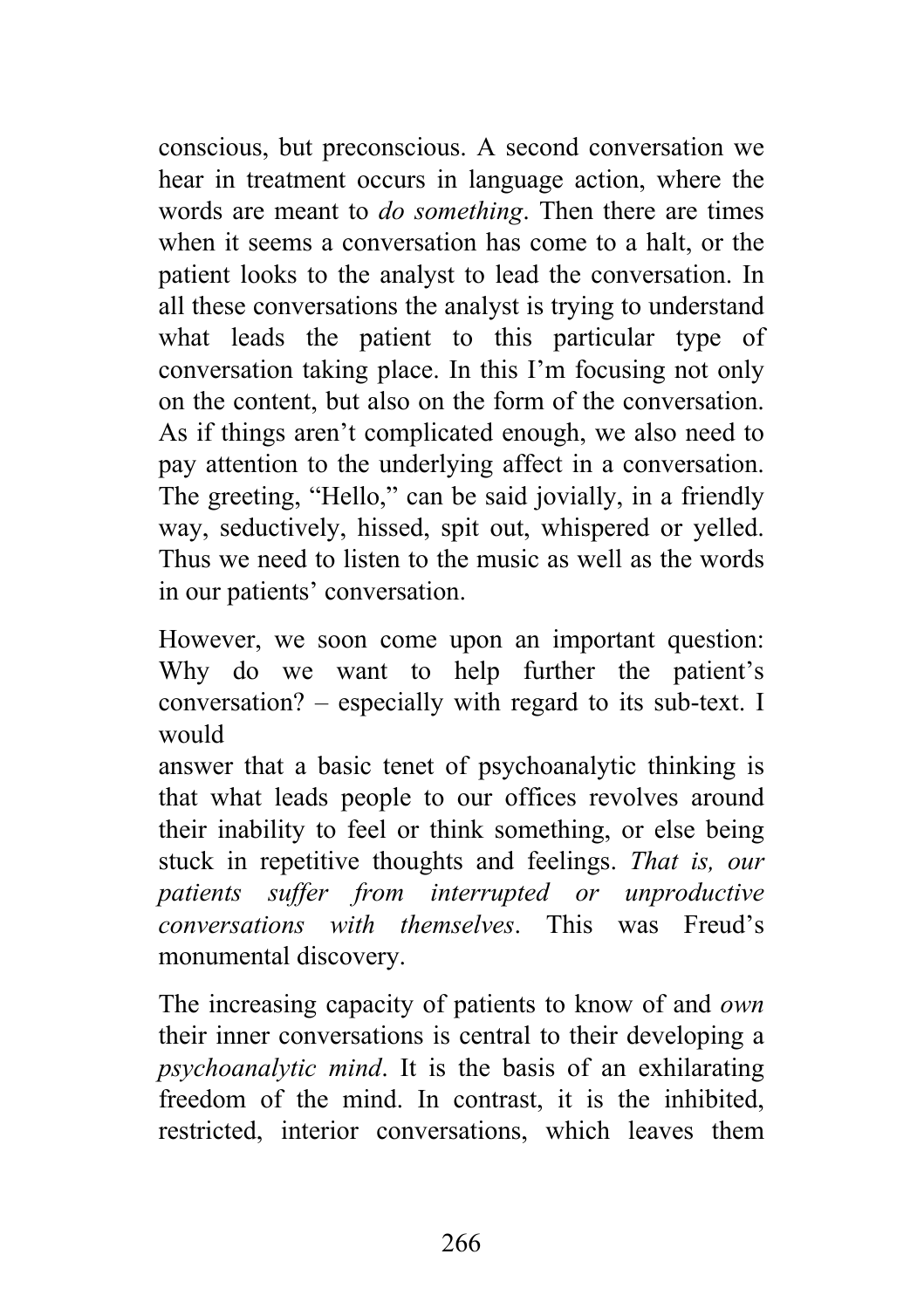conscious, but preconscious. A second conversation we hear in treatment occurs in language action, where the words are meant to *do something*. Then there are times when it seems a conversation has come to a halt, or the patient looks to the analyst to lead the conversation. In all these conversations the analyst is trying to understand what leads the patient to this particular type of conversation taking place. In this I'm focusing not only on the content, but also on the form of the conversation. As if things aren't complicated enough, we also need to pay attention to the underlying affect in a conversation. The greeting, "Hello," can be said jovially, in a friendly way, seductively, hissed, spit out, whispered or yelled. Thus we need to listen to the music as well as the words in our patients' conversation.

However, we soon come upon an important question: Why do we want to help further the patient's conversation? – especially with regard to its sub-text. I would answer that a basic tenet of psychoanalytic thinking is that what leads people to our offices revolves around their inability to feel or think something, or else being stuck in repetitive thoughts and feelings. *That is, our patients suffer from interrupted or unproductive conversations with themselves*. This was Freud's monumental discovery.

The increasing capacity of patients to know of and *own* their inner conversations is central to their developing a *psychoanalytic mind*. It is the basis of an exhilarating freedom of the mind. In contrast, it is the inhibited, restricted, interior conversations, which leaves them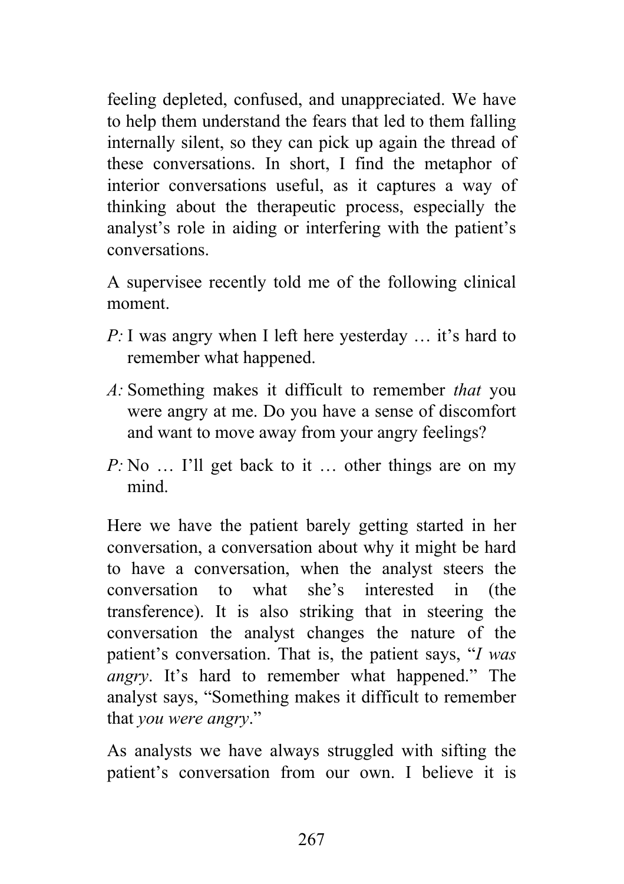feeling depleted, confused, and unappreciated. We have to help them understand the fears that led to them falling internally silent, so they can pick up again the thread of these conversations. In short, I find the metaphor of interior conversations useful, as it captures a way of thinking about the therapeutic process, especially the analyst's role in aiding or interfering with the patient's conversations.

A supervisee recently told me of the following clinical moment.

*P:* I was angry when I left here yesterday … it's hard to remember what happened.

*A:* Something makes it difficult to remember *that* you were angry at me. Do you have a sense of discomfort and want to move away from your angry feelings?

*P:* No … I'll get back to it … other things are on my mind.

Here we have the patient barely getting started in her conversation, a conversation about why it might be hard to have a conversation, when the analyst steers the conversation to what she's interested in (the transference). It is also striking that in steering the conversation the analyst changes the nature of the patient's conversation. That is, the patient says, "*I was angry*. It's hard to remember what happened." The analyst says, "Something makes it difficult to remember that *you were angry*."

As analysts we have always struggled with sifting the patient's conversation from our own. I believe it is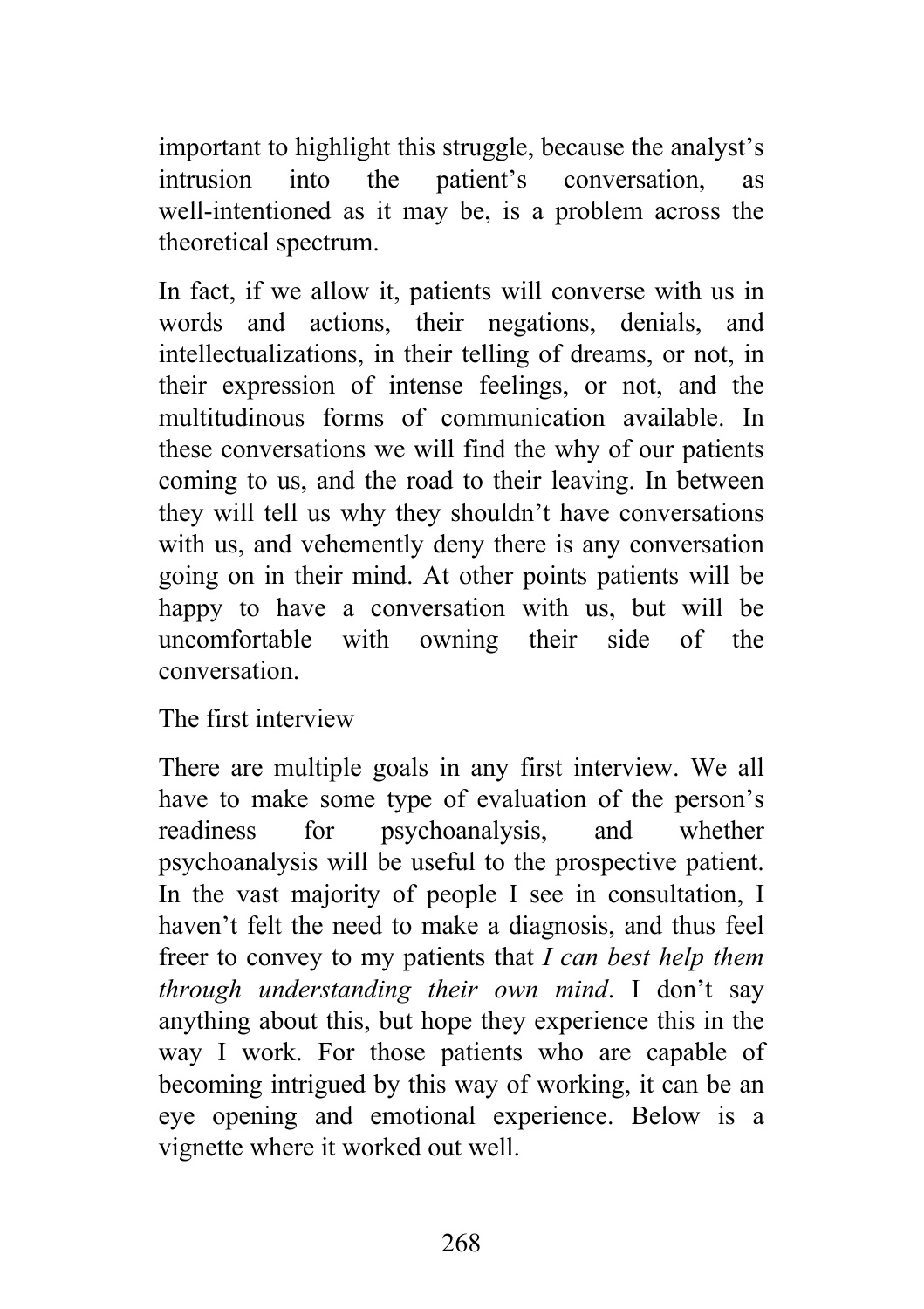important to highlight this struggle, because the analyst's intrusion into the patient's conversation, as well-intentioned as it may be, is a problem across the theoretical spectrum.

In fact, if we allow it, patients will converse with us in words and actions, their negations, denials, and intellectualizations, in their telling of dreams, or not, in their expression of intense feelings, or not, and the multitudinous forms of communication available. In these conversations we will find the why of our patients coming to us, and the road to their leaving. In between they will tell us why they shouldn't have conversations with us, and vehemently deny there is any conversation going on in their mind. At other points patients will be happy to have a conversation with us, but will be uncomfortable with owning their side of the conversation.

## The first interview

There are multiple goals in any first interview. We all have to make some type of evaluation of the person's readiness for psychoanalysis, and whether psychoanalysis will be useful to the prospective patient. In the vast majority of people I see in consultation, I haven't felt the need to make a diagnosis, and thus feel freer to convey to my patients that *I can best help them through understanding their own mind*. I don't say anything about this, but hope they experience this in the way I work. For those patients who are capable of becoming intrigued by this way of working, it can be an eye opening and emotional experience. Below is a vignette where it worked out well.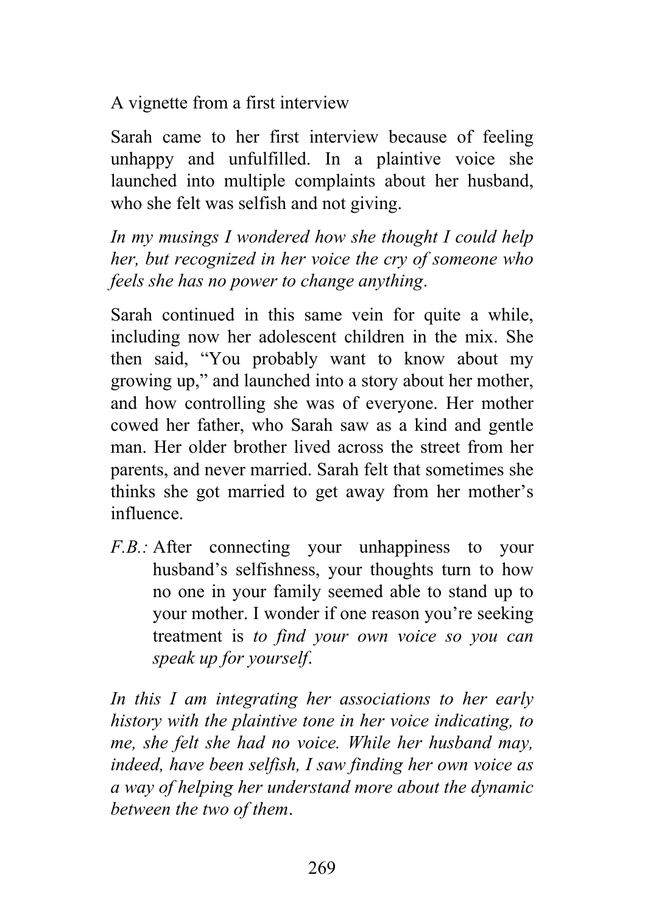A vignette from a first interview

Sarah came to her first interview because of feeling unhappy and unfulfilled. In a plaintive voice she launched into multiple complaints about her husband, who she felt was selfish and not giving.

*In my musings I wondered how she thought I could help her, but recognized in her voice the cry of someone who feels she has no power to change anything*.

Sarah continued in this same vein for quite a while, including now her adolescent children in the mix. She then said, "You probably want to know about my growing up," and launched into a story about her mother, and how controlling she was of everyone. Her mother cowed her father, who Sarah saw as a kind and gentle man. Her older brother lived across the street from her parents, and never married. Sarah felt that sometimes she thinks she got married to get away from her mother's influence.

*F.B.:* After connecting your unhappiness to your husband's selfishness, your thoughts turn to how no one in your family seemed able to stand up to your mother. I wonder if one reason you're seeking treatment is *to find your own voice so you can speak up for yourself*.

*In this I am integrating her associations to her early history with the plaintive tone in her voice indicating, to me, she felt she had no voice. While her husband may, indeed, have been selfish, I saw finding her own voice as a way of helping her understand more about the dynamic between the two of them*.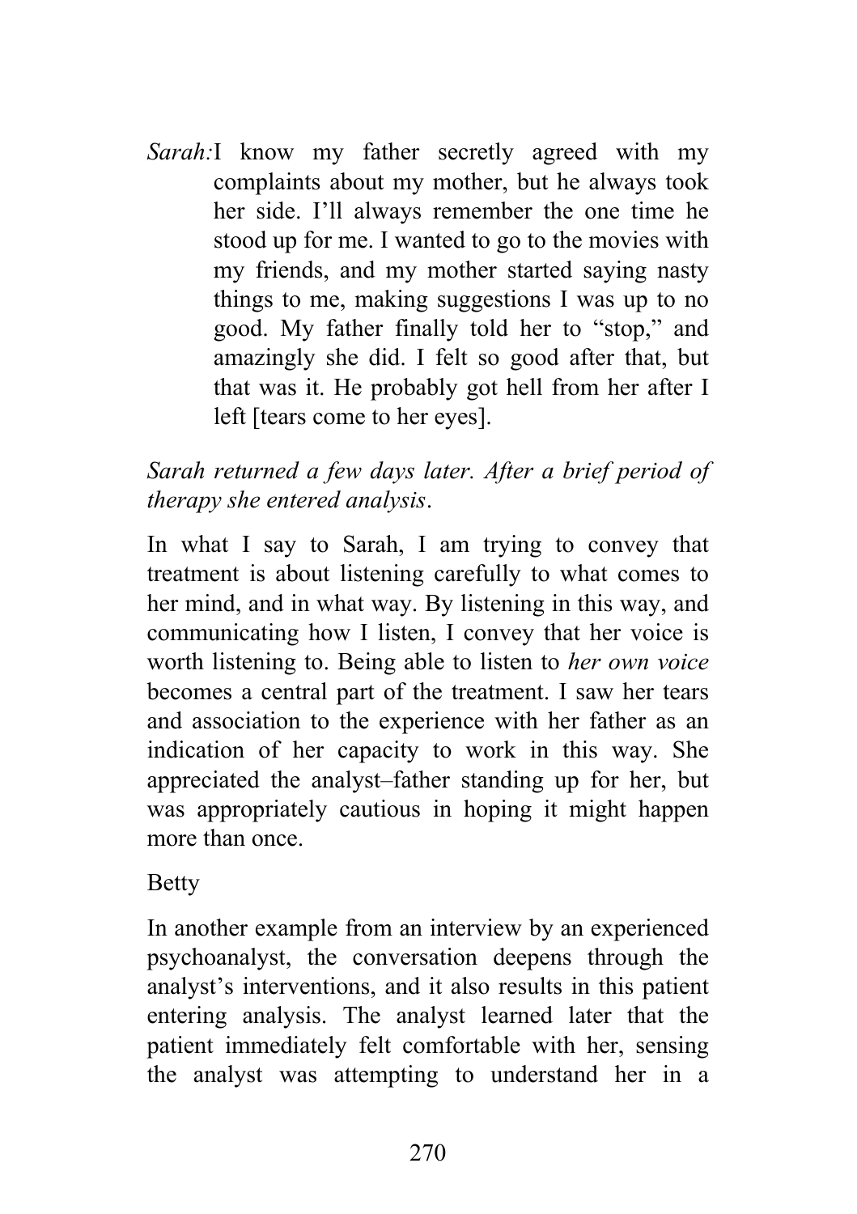*Sarah:* I know my father secretly agreed with my complaints about my mother, but he always took her side. I'll always remember the one time he stood up for me. I wanted to go to the movies with my friends, and my mother started saying nasty things to me, making suggestions I was up to no good. My father finally told her to "stop," and amazingly she did. I felt so good after that, but that was it. He probably got hell from her after I left [tears come to her eyes].

*Sarah returned a few days later. After a brief period of therapy she entered analysis*.

In what I say to Sarah, I am trying to convey that treatment is about listening carefully to what comes to her mind, and in what way. By listening in this way, and communicating how I listen, I convey that her voice is worth listening to. Being able to listen to *her own voice* becomes a central part of the treatment. I saw her tears and association to the experience with her father as an indication of her capacity to work in this way. She appreciated the analyst–father standing up for her, but was appropriately cautious in hoping it might happen more than once.

Betty

In another example from an interview by an experienced psychoanalyst, the conversation deepens through the analyst's interventions, and it also results in this patient entering analysis. The analyst learned later that the patient immediately felt comfortable with her, sensing the analyst was attempting to understand her in a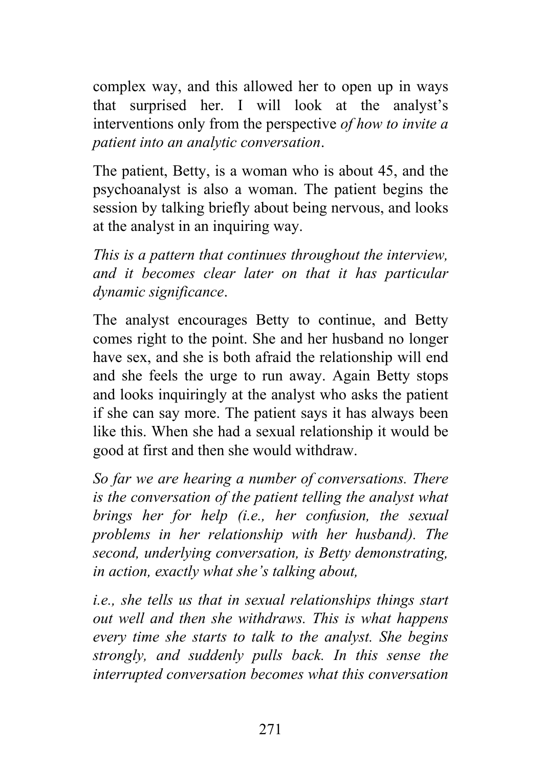complex way, and this allowed her to open up in ways that surprised her. I will look at the analyst's interventions only from the perspective *of how to invite a patient into an analytic conversation*.

The patient, Betty, is a woman who is about 45, and the psychoanalyst is also a woman. The patient begins the session by talking briefly about being nervous, and looks at the analyst in an inquiring way.

*This is a pattern that continues throughout the interview, and it becomes clear later on that it has particular dynamic significance*.

The analyst encourages Betty to continue, and Betty comes right to the point. She and her husband no longer have sex, and she is both afraid the relationship will end and she feels the urge to run away. Again Betty stops and looks inquiringly at the analyst who asks the patient if she can say more. The patient says it has always been like this. When she had a sexual relationship it would be good at first and then she would withdraw.

*So far we are hearing a number of conversations. There is the conversation of the patient telling the analyst what brings her for help (i.e., her confusion, the sexual problems in her relationship with her husband). The second, underlying conversation, is Betty demonstrating, in action, exactly what she's talking about,*

*i.e., she tells us that in sexual relationships things start out well and then she withdraws. This is what happens every time she starts to talk to the analyst. She begins strongly, and suddenly pulls back. In this sense the interrupted conversation becomes what this conversation*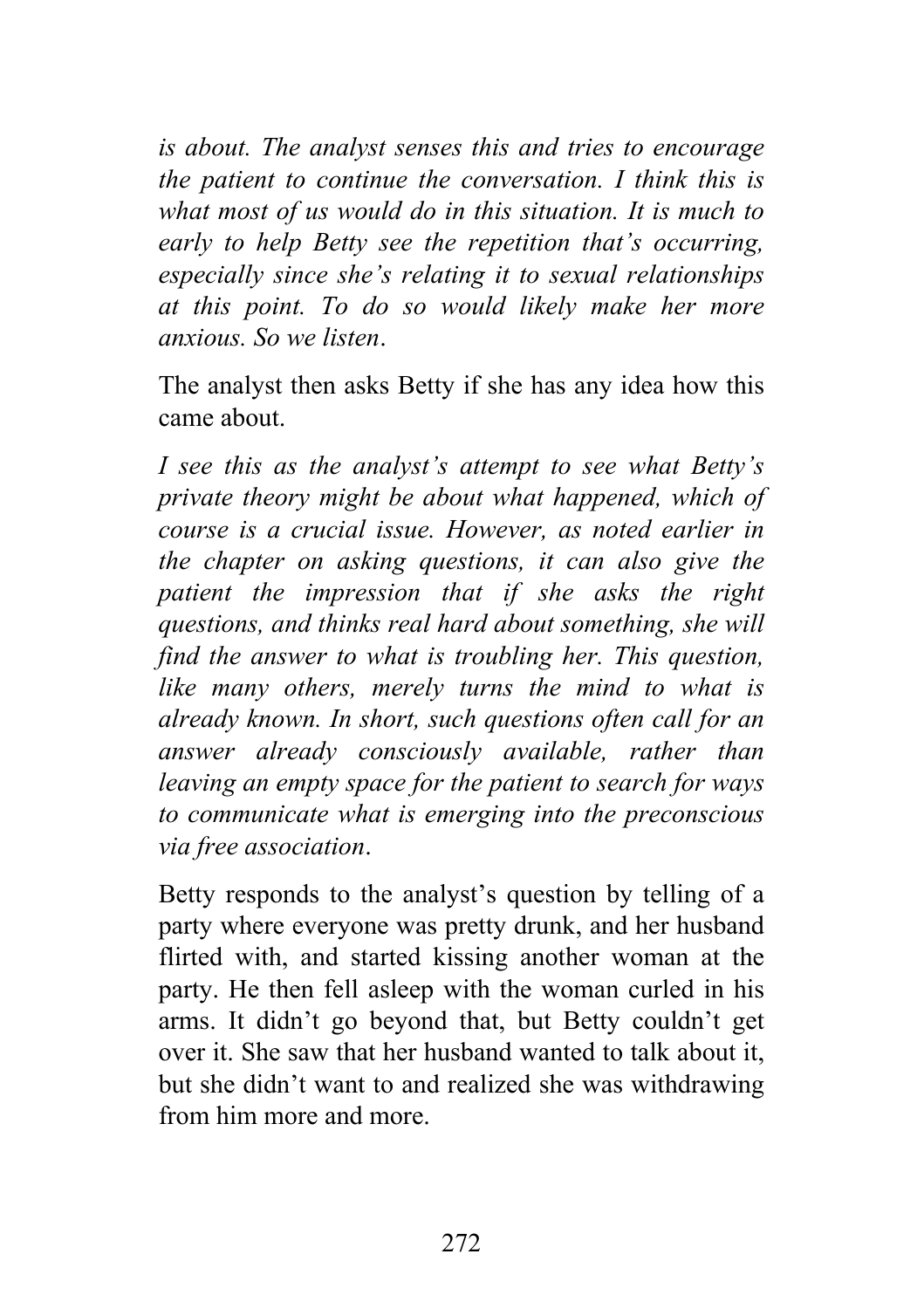*is about. The analyst senses this and tries to encourage the patient to continue the conversation. I think this is what most of us would do in this situation. It is much to early to help Betty see the repetition that's occurring, especially since she's relating it to sexual relationships at this point. To do so would likely make her more anxious. So we listen*.

The analyst then asks Betty if she has any idea how this came about.

*I see this as the analyst's attempt to see what Betty's private theory might be about what happened, which of course is a crucial issue. However, as noted earlier in the chapter on asking questions, it can also give the patient the impression that if she asks the right questions, and thinks real hard about something, she will find the answer to what is troubling her. This question, like many others, merely turns the mind to what is already known. In short, such questions often call for an answer already consciously available, rather than leaving an empty space for the patient to search for ways to communicate what is emerging into the preconscious via free association*.

Betty responds to the analyst's question by telling of a party where everyone was pretty drunk, and her husband flirted with, and started kissing another woman at the party. He then fell asleep with the woman curled in his arms. It didn't go beyond that, but Betty couldn't get over it. She saw that her husband wanted to talk about it, but she didn't want to and realized she was withdrawing from him more and more.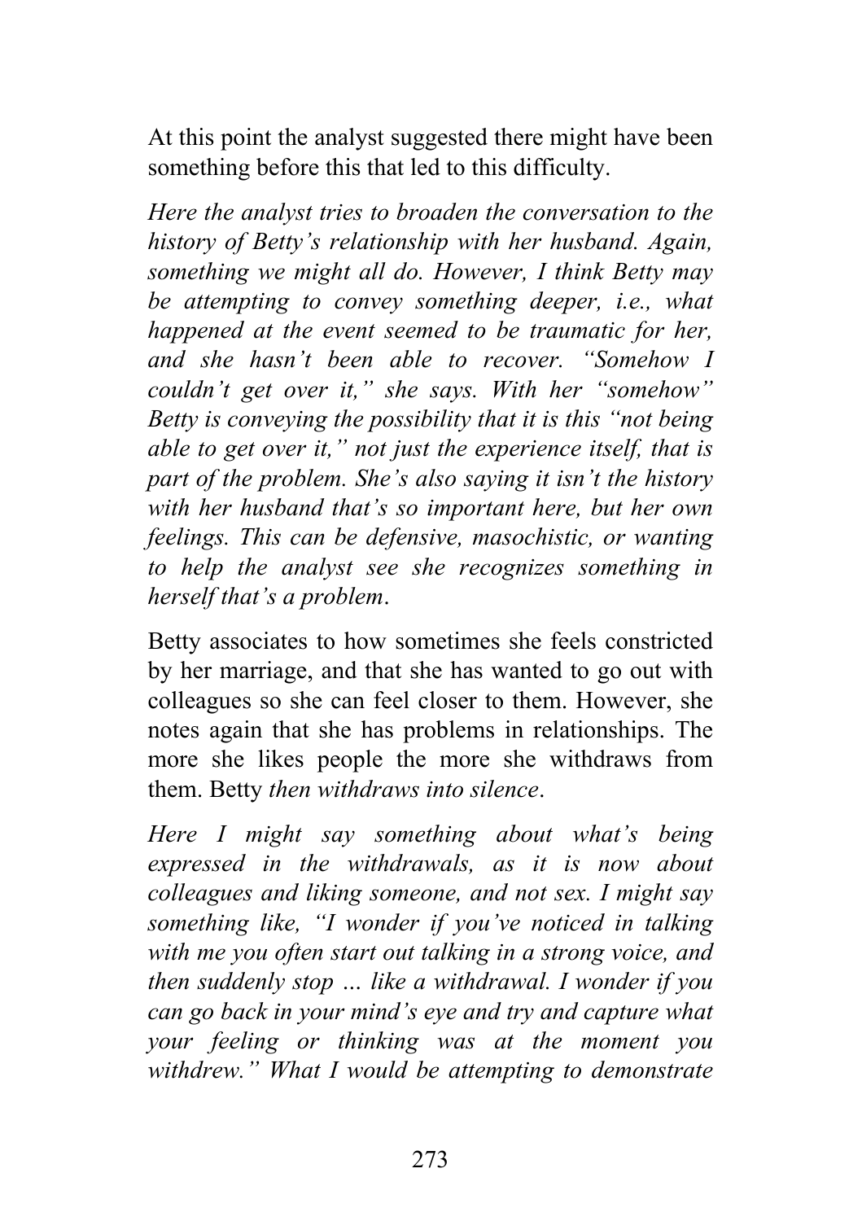At this point the analyst suggested there might have been something before this that led to this difficulty.

*Here the analyst tries to broaden the conversation to the history of Betty's relationship with her husband. Again, something we might all do. However, I think Betty may be attempting to convey something deeper, i.e., what happened at the event seemed to be traumatic for her, and she hasn't been able to recover. "Somehow I couldn't get over it," she says. With her "somehow" Betty is conveying the possibility that it is this "not being able to get over it," not just the experience itself, that is part of the problem. She's also saying it isn't the history with her husband that's so important here, but her own feelings. This can be defensive, masochistic, or wanting to help the analyst see she recognizes something in herself that's a problem*.

Betty associates to how sometimes she feels constricted by her marriage, and that she has wanted to go out with colleagues so she can feel closer to them. However, she notes again that she has problems in relationships. The more she likes people the more she withdraws from them. Betty *then withdraws into silence*.

*Here I might say something about what's being expressed in the withdrawals, as it is now about colleagues and liking someone, and not sex. I might say something like, "I wonder if you've noticed in talking with me you often start out talking in a strong voice, and then suddenly stop … like a withdrawal. I wonder if you can go back in your mind's eye and try and capture what your feeling or thinking was at the moment you withdrew." What I would be attempting to demonstrate*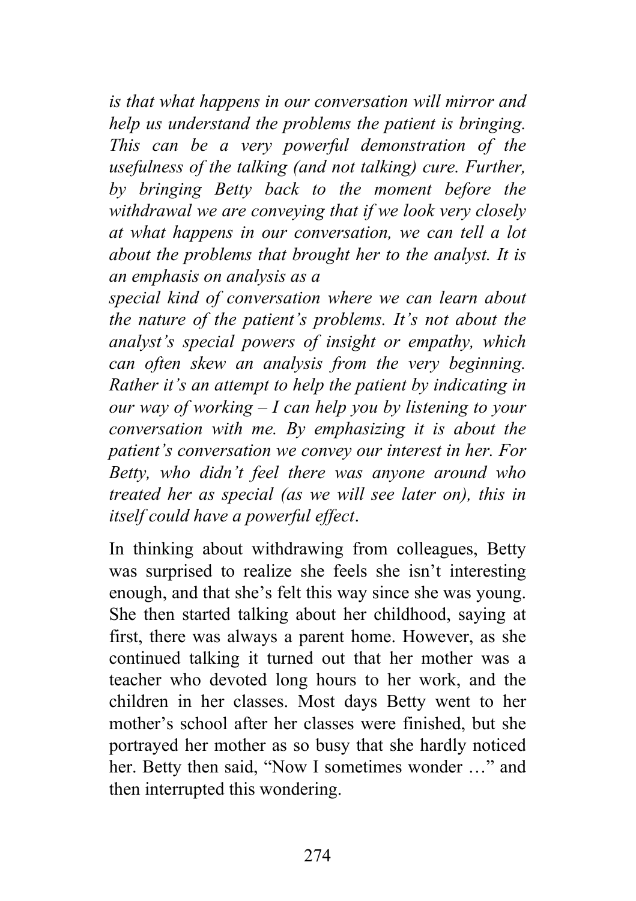*is that what happens in our conversation will mirror and help us understand the problems the patient is bringing. This can be a very powerful demonstration of the usefulness of the talking (and not talking) cure. Further, by bringing Betty back to the moment before the withdrawal we are conveying that if we look very closely at what happens in our conversation, we can tell a lot about the problems that brought her to the analyst. It is an emphasis on analysis as a special kind of conversation where we can learn about the nature of the patient's problems. It's not about the analyst's special powers of insight or empathy, which can often skew an analysis from the very beginning. Rather it's an attempt to help the patient by indicating in our way of working – I can help you by listening to your conversation with me. By emphasizing it is about the patient's conversation we convey our interest in her. For Betty, who didn't feel there was anyone around who treated her as special (as we will see later on), this in itself could have a powerful effect*.

In thinking about withdrawing from colleagues, Betty was surprised to realize she feels she isn't interesting enough, and that she's felt this way since she was young. She then started talking about her childhood, saying at first, there was always a parent home. However, as she continued talking it turned out that her mother was a teacher who devoted long hours to her work, and the children in her classes. Most days Betty went to her mother's school after her classes were finished, but she portrayed her mother as so busy that she hardly noticed her. Betty then said, "Now I sometimes wonder …" and then interrupted this wondering.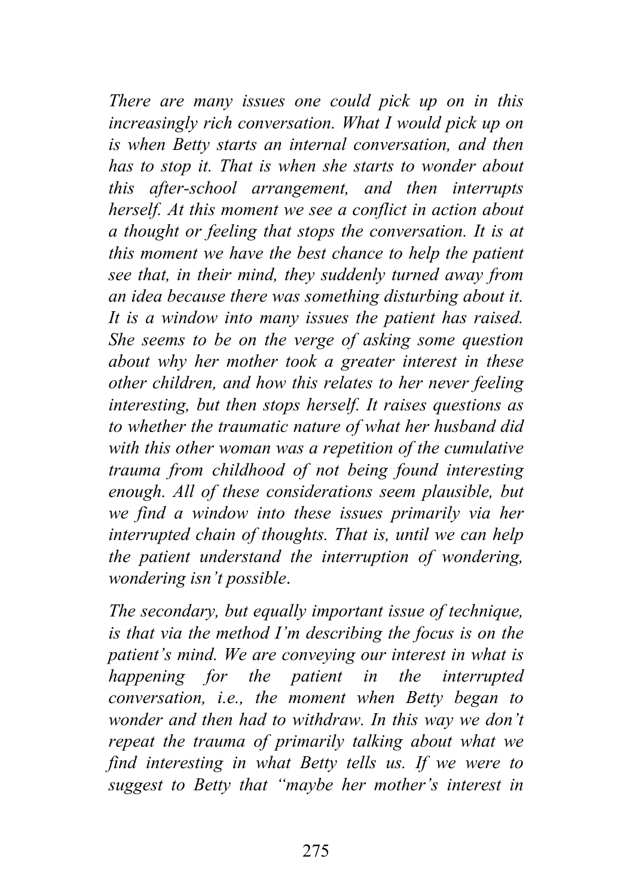*There are many issues one could pick up on in this increasingly rich conversation. What I would pick up on is when Betty starts an internal conversation, and then has to stop it. That is when she starts to wonder about this after-school arrangement, and then interrupts herself. At this moment we see a conflict in action about a thought or feeling that stops the conversation. It is at this moment we have the best chance to help the patient see that, in their mind, they suddenly turned away from an idea because there was something disturbing about it. It is a window into many issues the patient has raised. She seems to be on the verge of asking some question about why her mother took a greater interest in these other children, and how this relates to her never feeling interesting, but then stops herself. It raises questions as to whether the traumatic nature of what her husband did with this other woman was a repetition of the cumulative trauma from childhood of not being found interesting enough. All of these considerations seem plausible, but we find a window into these issues primarily via her interrupted chain of thoughts. That is, until we can help the patient understand the interruption of wondering, wondering isn't possible*.

*The secondary, but equally important issue of technique, is that via the method I'm describing the focus is on the patient's mind. We are conveying our interest in what is happening for the patient in the interrupted conversation, i.e., the moment when Betty began to wonder and then had to withdraw. In this way we don't repeat the trauma of primarily talking about what we find interesting in what Betty tells us. If we were to suggest to Betty that "maybe her mother's interest in*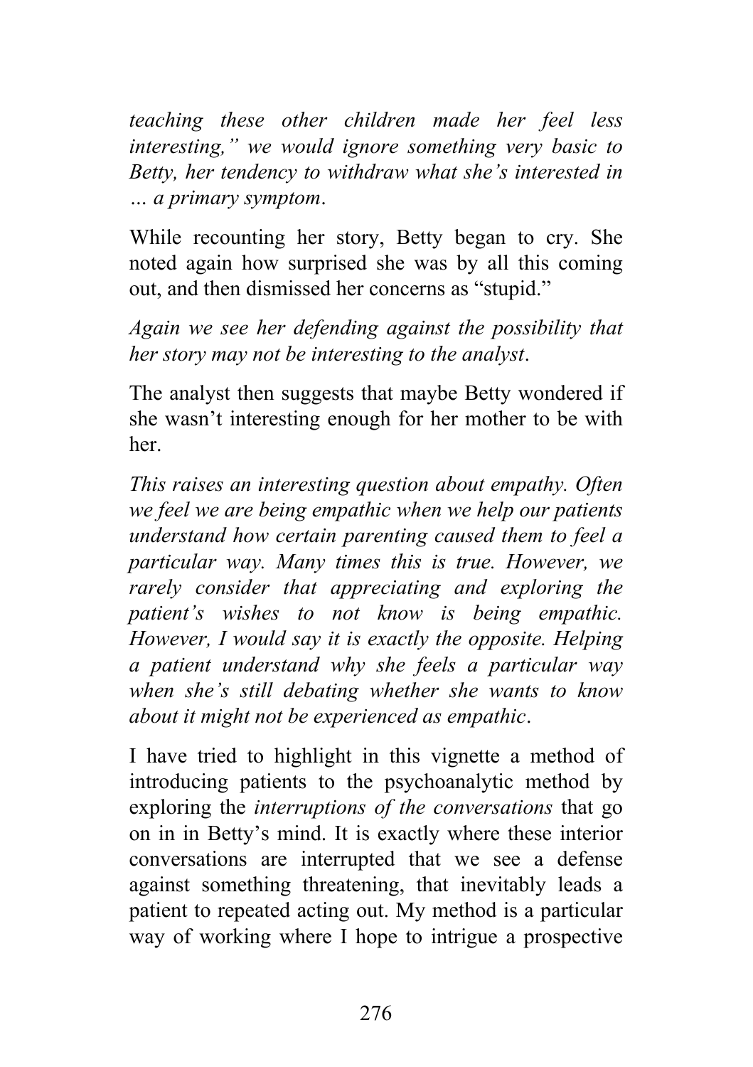*teaching these other children made her feel less interesting," we would ignore something very basic to Betty, her tendency to withdraw what she's interested in … a primary symptom*.

While recounting her story, Betty began to cry. She noted again how surprised she was by all this coming out, and then dismissed her concerns as "stupid."

*Again we see her defending against the possibility that her story may not be interesting to the analyst*.

The analyst then suggests that maybe Betty wondered if she wasn't interesting enough for her mother to be with her.

*This raises an interesting question about empathy. Often we feel we are being empathic when we help our patients understand how certain parenting caused them to feel a particular way. Many times this is true. However, we rarely consider that appreciating and exploring the patient's wishes to not know is being empathic. However, I would say it is exactly the opposite. Helping a patient understand why she feels a particular way when she's still debating whether she wants to know about it might not be experienced as empathic*.

I have tried to highlight in this vignette a method of introducing patients to the psychoanalytic method by exploring the *interruptions of the conversations* that go on in in Betty's mind. It is exactly where these interior conversations are interrupted that we see a defense against something threatening, that inevitably leads a patient to repeated acting out. My method is a particular way of working where I hope to intrigue a prospective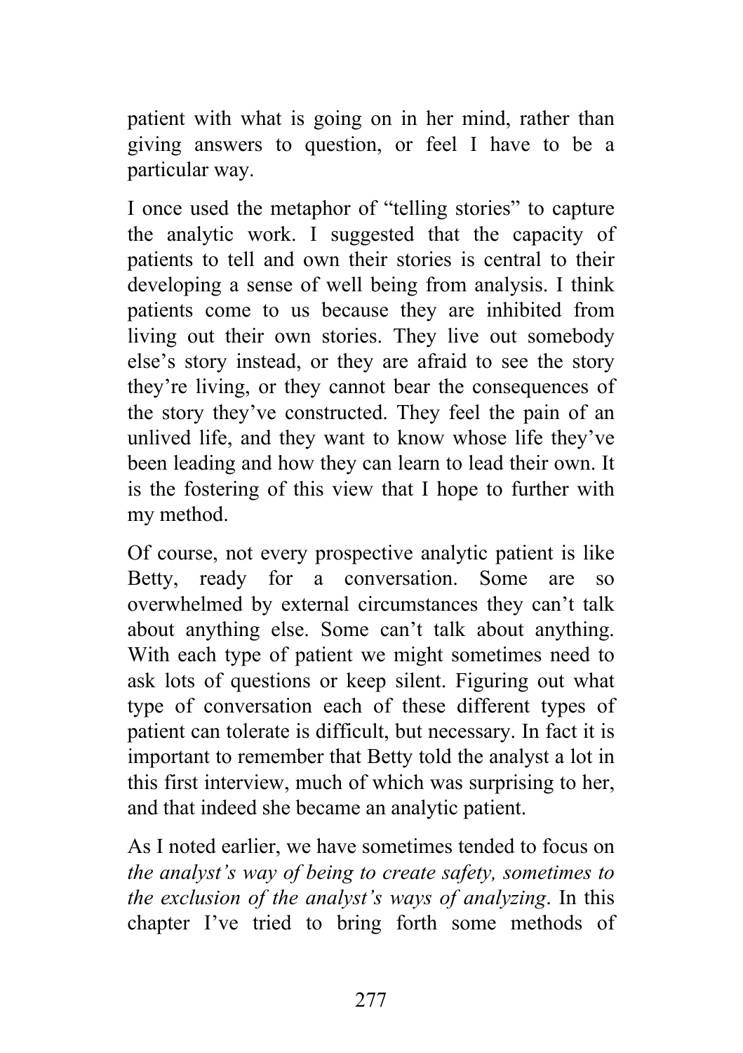patient with what is going on in her mind, rather than giving answers to question, or feel I have to be a particular way.

I once used the metaphor of "telling stories" to capture the analytic work. I suggested that the capacity of patients to tell and own their stories is central to their developing a sense of well being from analysis. I think patients come to us because they are inhibited from living out their own stories. They live out somebody else's story instead, or they are afraid to see the story they're living, or they cannot bear the consequences of the story they've constructed. They feel the pain of an unlived life, and they want to know whose life they've been leading and how they can learn to lead their own. It is the fostering of this view that I hope to further with my method.

Of course, not every prospective analytic patient is like Betty, ready for a conversation. Some are so overwhelmed by external circumstances they can't talk about anything else. Some can't talk about anything. With each type of patient we might sometimes need to ask lots of questions or keep silent. Figuring out what type of conversation each of these different types of patient can tolerate is difficult, but necessary. In fact it is important to remember that Betty told the analyst a lot in this first interview, much of which was surprising to her, and that indeed she became an analytic patient.

As I noted earlier, we have sometimes tended to focus on *the analyst's way of being to create safety, sometimes to the exclusion of the analyst's ways of analyzing*. In this chapter I've tried to bring forth some methods of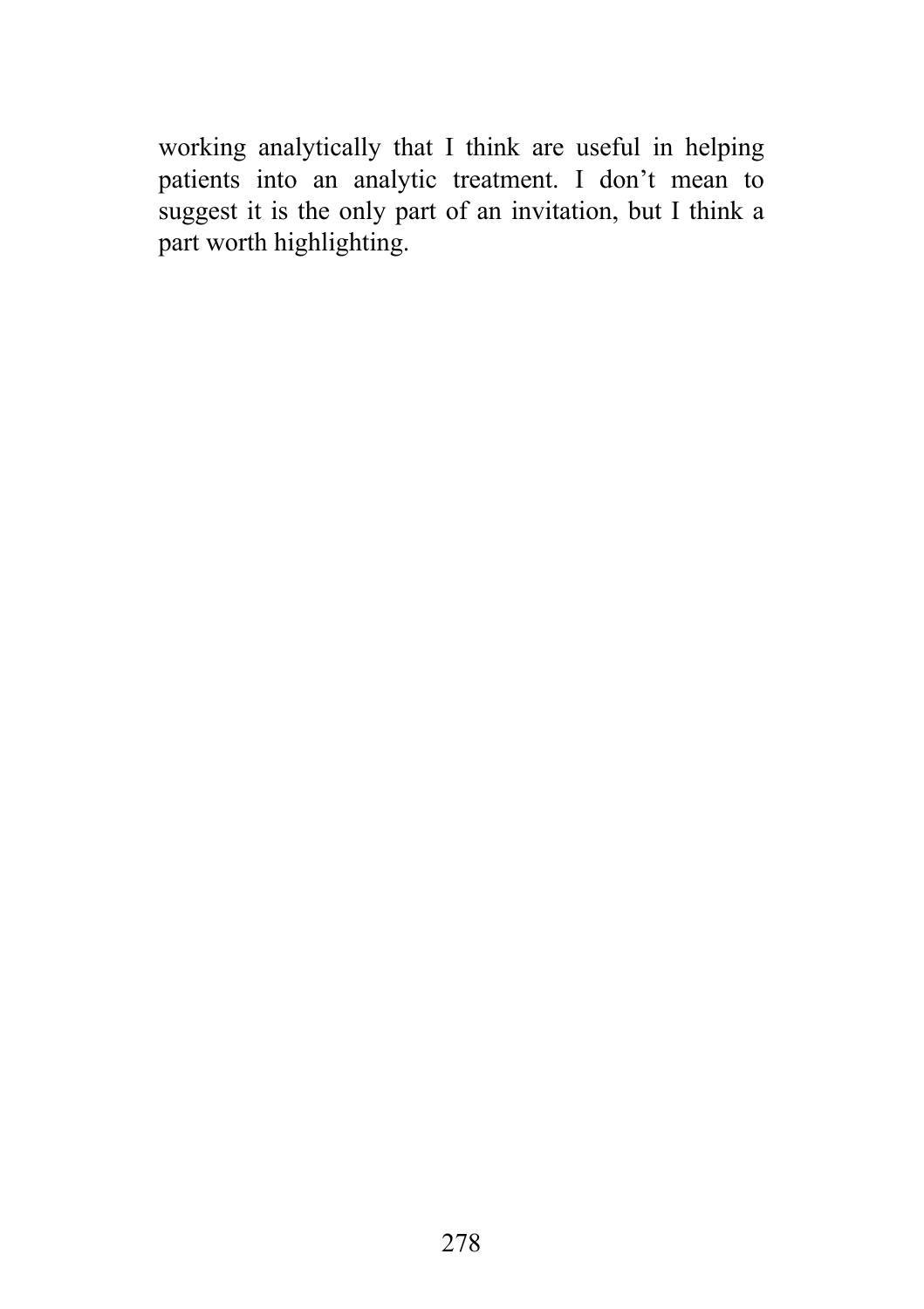working analytically that I think are useful in helping patients into an analytic treatment. I don't mean to suggest it is the only part of an invitation, but I think a part worth highlighting.